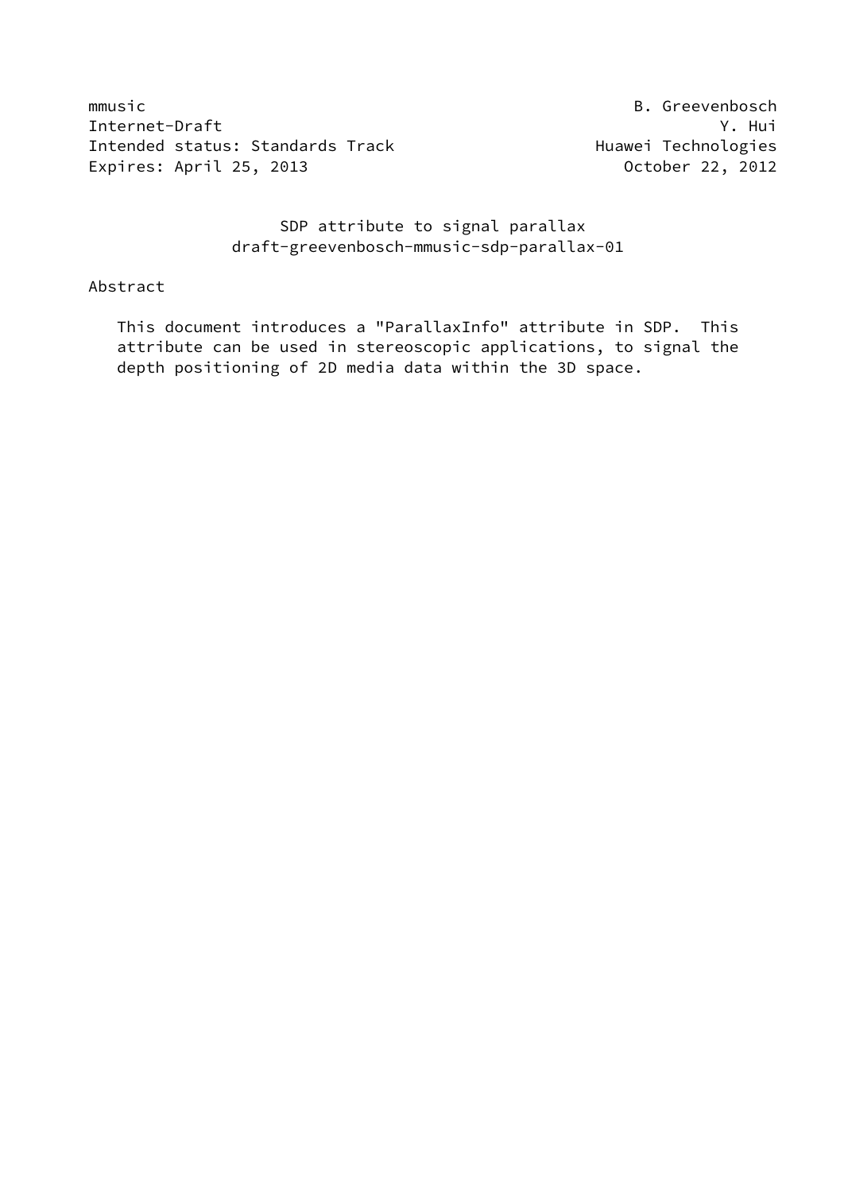mmusic B. Greevenbosch
Internet-Draft Y. Hui
Intended status: Standards Track Huawei Technologies
Expires: April 25, 2013 October 22, 2012

# SDP attribute to signal parallax
draft-greevenbosch-mmusic-sdp-parallax-01

## Abstract

This document introduces a "ParallaxInfo" attribute in SDP. This attribute can be used in stereoscopic applications, to signal the depth positioning of 2D media data within the 3D space.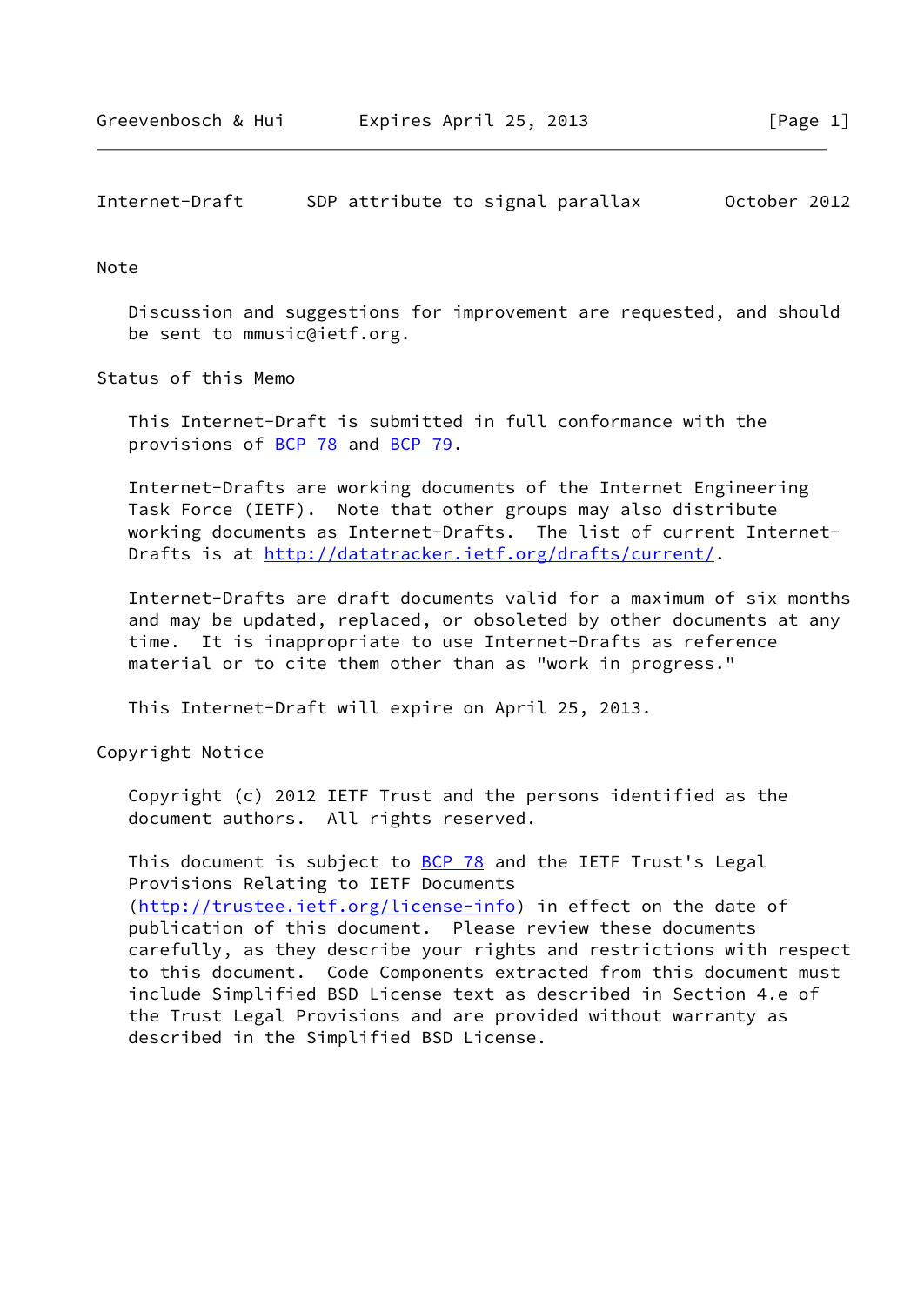## Note

Discussion and suggestions for improvement are requested, and should be sent to mmusic@ietf.org.

## Status of this Memo

This Internet-Draft is submitted in full conformance with the provisions of BCP 78 and BCP 79.

Internet-Drafts are working documents of the Internet Engineering Task Force (IETF). Note that other groups may also distribute working documents as Internet-Drafts. The list of current Internet-Drafts is at http://datatracker.ietf.org/drafts/current/.

Internet-Drafts are draft documents valid for a maximum of six months and may be updated, replaced, or obsoleted by other documents at any time. It is inappropriate to use Internet-Drafts as reference material or to cite them other than as "work in progress."

This Internet-Draft will expire on April 25, 2013.

## Copyright Notice

Copyright (c) 2012 IETF Trust and the persons identified as the document authors. All rights reserved.

This document is subject to BCP 78 and the IETF Trust's Legal Provisions Relating to IETF Documents (http://trustee.ietf.org/license-info) in effect on the date of publication of this document. Please review these documents carefully, as they describe your rights and restrictions with respect to this document. Code Components extracted from this document must include Simplified BSD License text as described in Section 4.e of the Trust Legal Provisions and are provided without warranty as described in the Simplified BSD License.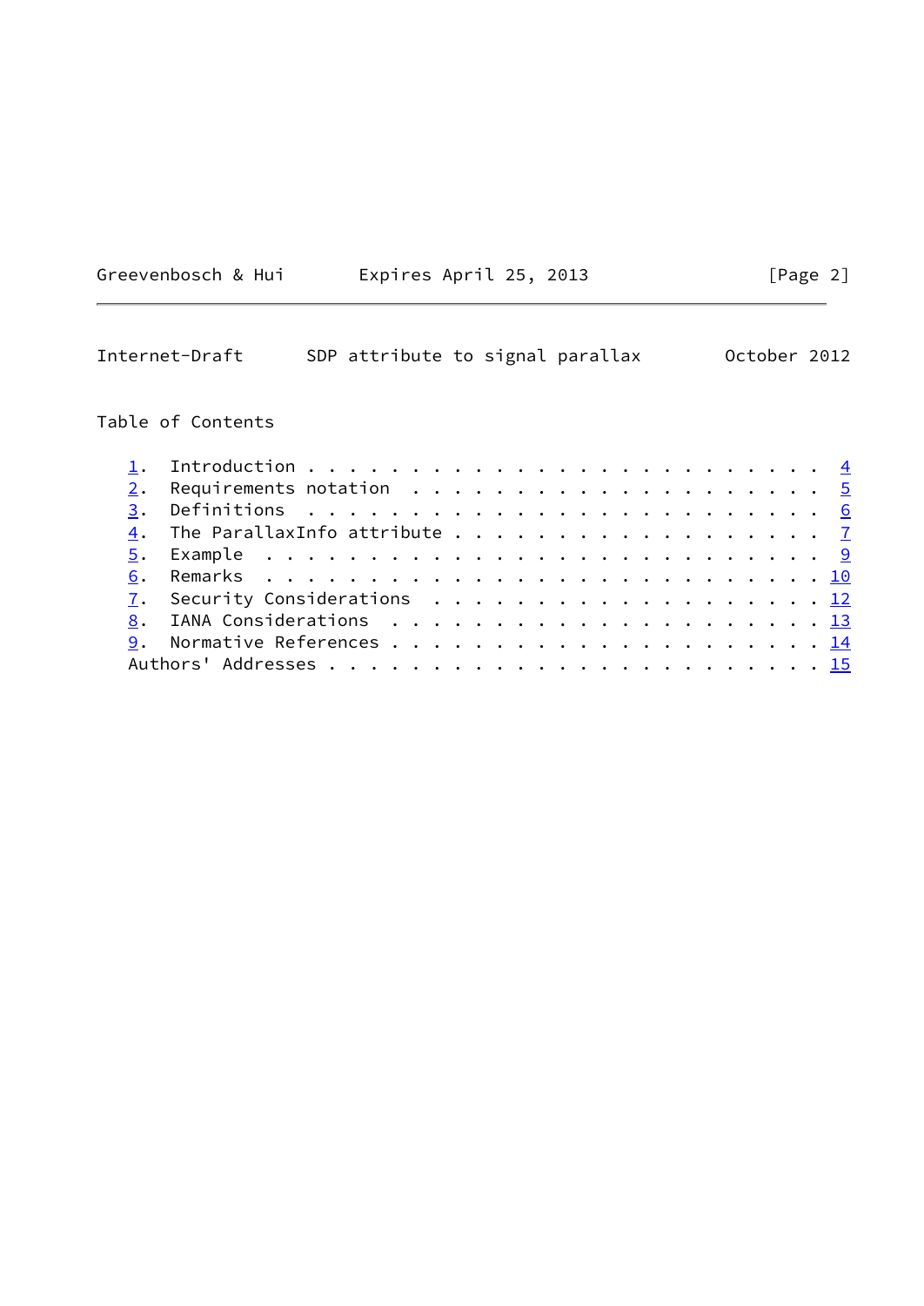Table of Contents

1. Introduction . . . . . . . . . . . . . . . . . . . . . . . . 4
2. Requirements notation . . . . . . . . . . . . . . . . . . . . 5
3. Definitions . . . . . . . . . . . . . . . . . . . . . . . . . 6
4. The ParallaxInfo attribute . . . . . . . . . . . . . . . . . 7
5. Example . . . . . . . . . . . . . . . . . . . . . . . . . . . 9
6. Remarks . . . . . . . . . . . . . . . . . . . . . . . . . . . 10
7. Security Considerations . . . . . . . . . . . . . . . . . . . 12
8. IANA Considerations . . . . . . . . . . . . . . . . . . . . . 13
9. Normative References . . . . . . . . . . . . . . . . . . . . 14
Authors' Addresses . . . . . . . . . . . . . . . . . . . . . . . 15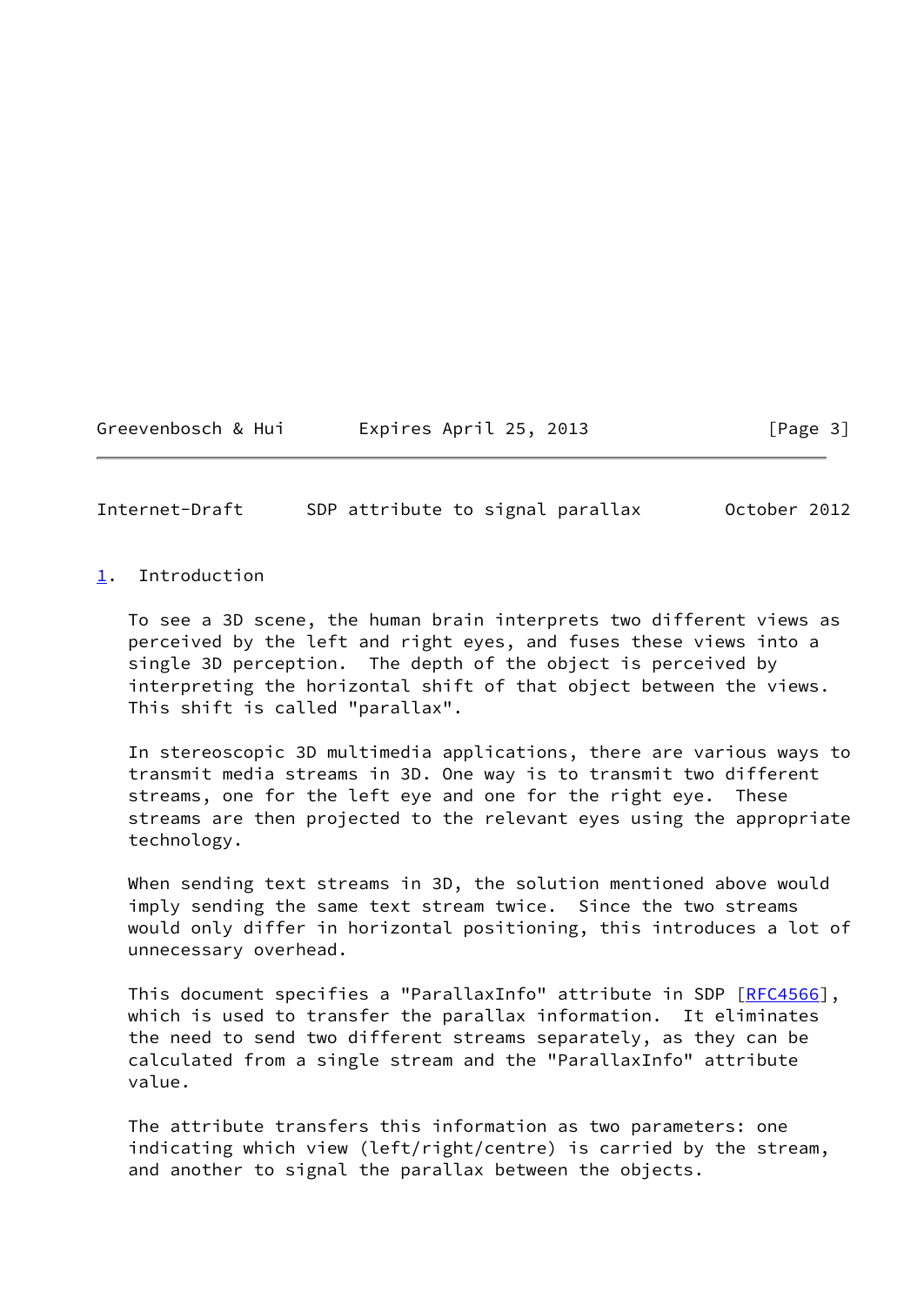## 1. Introduction

To see a 3D scene, the human brain interprets two different views as perceived by the left and right eyes, and fuses these views into a single 3D perception. The depth of the object is perceived by interpreting the horizontal shift of that object between the views. This shift is called "parallax".

In stereoscopic 3D multimedia applications, there are various ways to transmit media streams in 3D. One way is to transmit two different streams, one for the left eye and one for the right eye. These streams are then projected to the relevant eyes using the appropriate technology.

When sending text streams in 3D, the solution mentioned above would imply sending the same text stream twice. Since the two streams would only differ in horizontal positioning, this introduces a lot of unnecessary overhead.

This document specifies a "ParallaxInfo" attribute in SDP [RFC4566], which is used to transfer the parallax information. It eliminates the need to send two different streams separately, as they can be calculated from a single stream and the "ParallaxInfo" attribute value.

The attribute transfers this information as two parameters: one indicating which view (left/right/centre) is carried by the stream, and another to signal the parallax between the objects.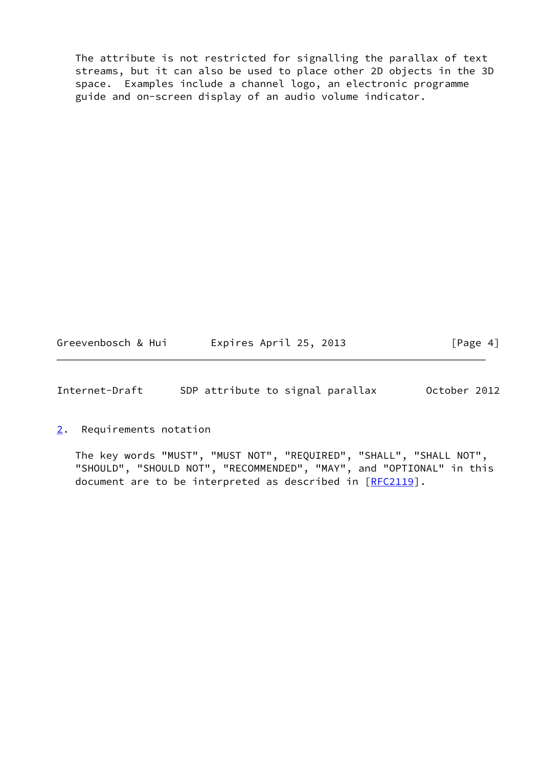The attribute is not restricted for signalling the parallax of text streams, but it can also be used to place other 2D objects in the 3D space. Examples include a channel logo, an electronic programme guide and on-screen display of an audio volume indicator.

## 2. Requirements notation

The key words "MUST", "MUST NOT", "REQUIRED", "SHALL", "SHALL NOT", "SHOULD", "SHOULD NOT", "RECOMMENDED", "MAY", and "OPTIONAL" in this document are to be interpreted as described in [RFC2119].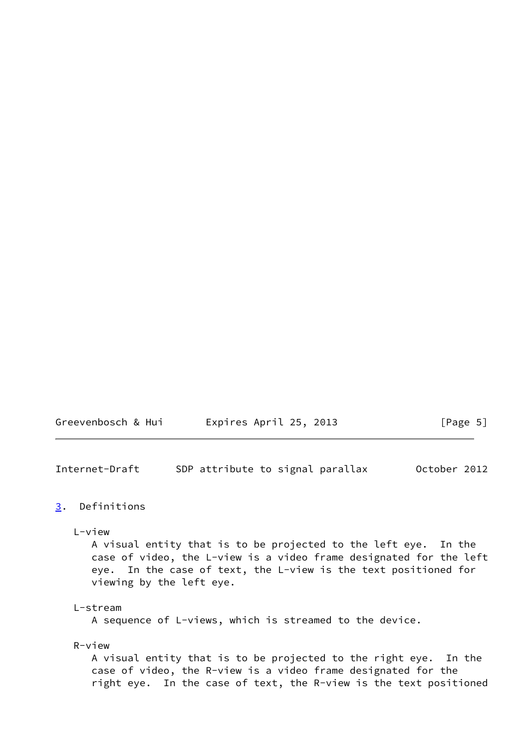## 3. Definitions

L-view
: A visual entity that is to be projected to the left eye. In the case of video, the L-view is a video frame designated for the left eye. In the case of text, the L-view is the text positioned for viewing by the left eye.

L-stream
: A sequence of L-views, which is streamed to the device.

R-view
: A visual entity that is to be projected to the right eye. In the case of video, the R-view is a video frame designated for the right eye. In the case of text, the R-view is the text positioned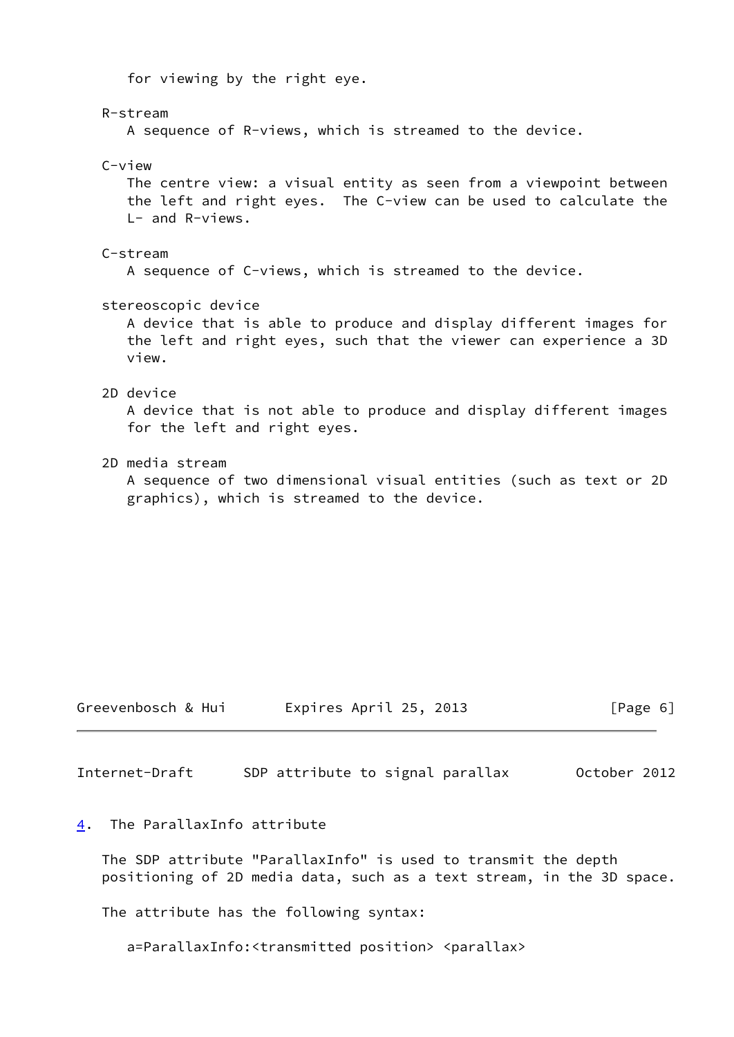for viewing by the right eye.

R-stream
: A sequence of R-views, which is streamed to the device.

C-view
: The centre view: a visual entity as seen from a viewpoint between the left and right eyes. The C-view can be used to calculate the L- and R-views.

C-stream
: A sequence of C-views, which is streamed to the device.

stereoscopic device
: A device that is able to produce and display different images for the left and right eyes, such that the viewer can experience a 3D view.

2D device
: A device that is not able to produce and display different images for the left and right eyes.

2D media stream
: A sequence of two dimensional visual entities (such as text or 2D graphics), which is streamed to the device.

## 4. The ParallaxInfo attribute

The SDP attribute "ParallaxInfo" is used to transmit the depth positioning of 2D media data, such as a text stream, in the 3D space.

The attribute has the following syntax:

```
a=ParallaxInfo:<transmitted position> <parallax>
```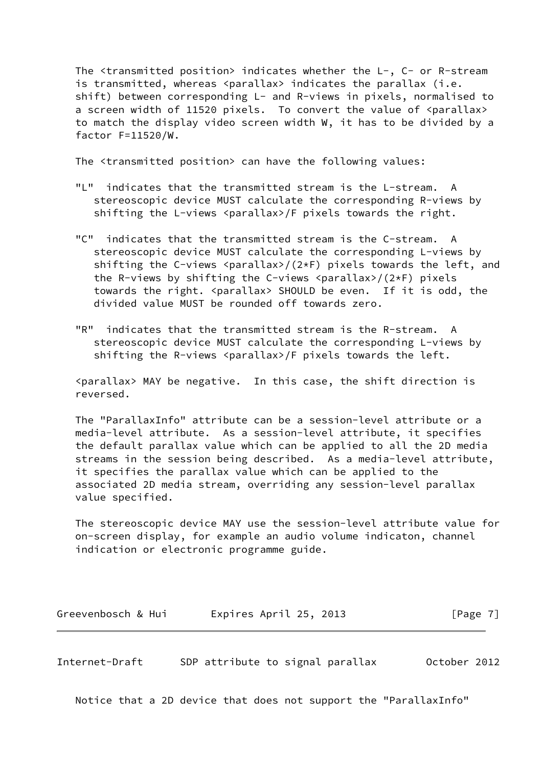The <transmitted position> indicates whether the L-, C- or R-stream is transmitted, whereas <parallax> indicates the parallax (i.e. shift) between corresponding L- and R-views in pixels, normalised to a screen width of 11520 pixels. To convert the value of <parallax> to match the display video screen width W, it has to be divided by a factor F=11520/W.

The <transmitted position> can have the following values:

"L" indicates that the transmitted stream is the L-stream. A stereoscopic device MUST calculate the corresponding R-views by shifting the L-views <parallax>/F pixels towards the right.

"C" indicates that the transmitted stream is the C-stream. A stereoscopic device MUST calculate the corresponding L-views by shifting the C-views <parallax>/(2*F) pixels towards the left, and the R-views by shifting the C-views <parallax>/(2*F) pixels towards the right. <parallax> SHOULD be even. If it is odd, the divided value MUST be rounded off towards zero.

"R" indicates that the transmitted stream is the R-stream. A stereoscopic device MUST calculate the corresponding L-views by shifting the R-views <parallax>/F pixels towards the left.

<parallax> MAY be negative. In this case, the shift direction is reversed.

The "ParallaxInfo" attribute can be a session-level attribute or a media-level attribute. As a session-level attribute, it specifies the default parallax value which can be applied to all the 2D media streams in the session being described. As a media-level attribute, it specifies the parallax value which can be applied to the associated 2D media stream, overriding any session-level parallax value specified.

The stereoscopic device MAY use the session-level attribute value for on-screen display, for example an audio volume indicaton, channel indication or electronic programme guide.

Notice that a 2D device that does not support the "ParallaxInfo"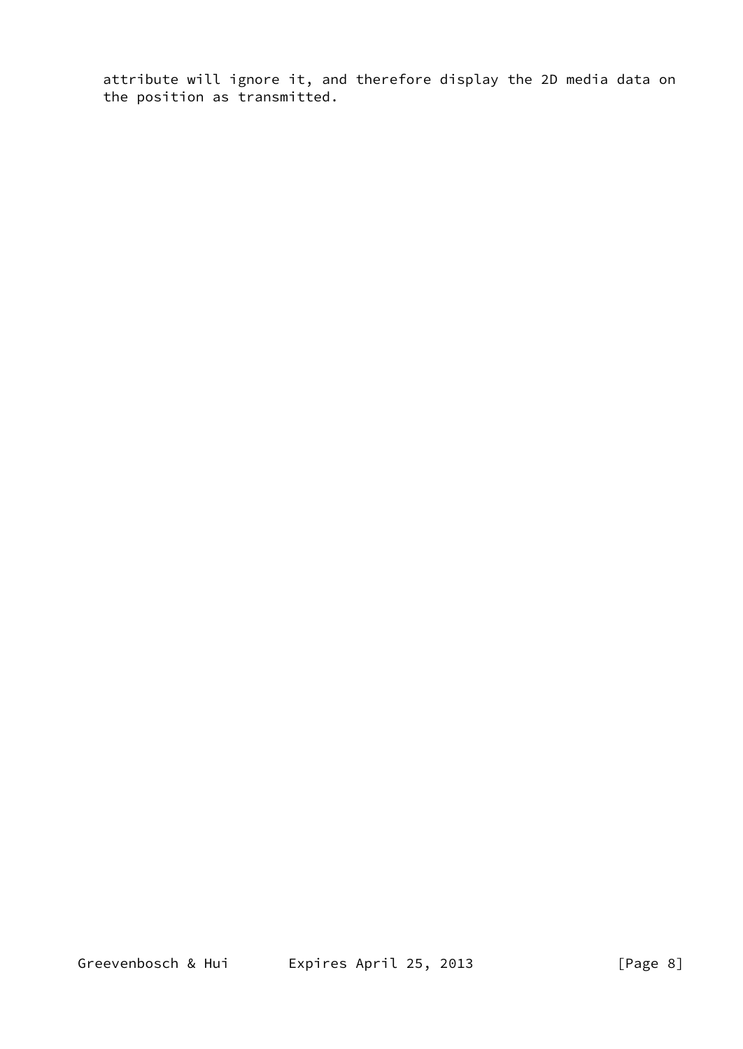attribute will ignore it, and therefore display the 2D media data on the position as transmitted.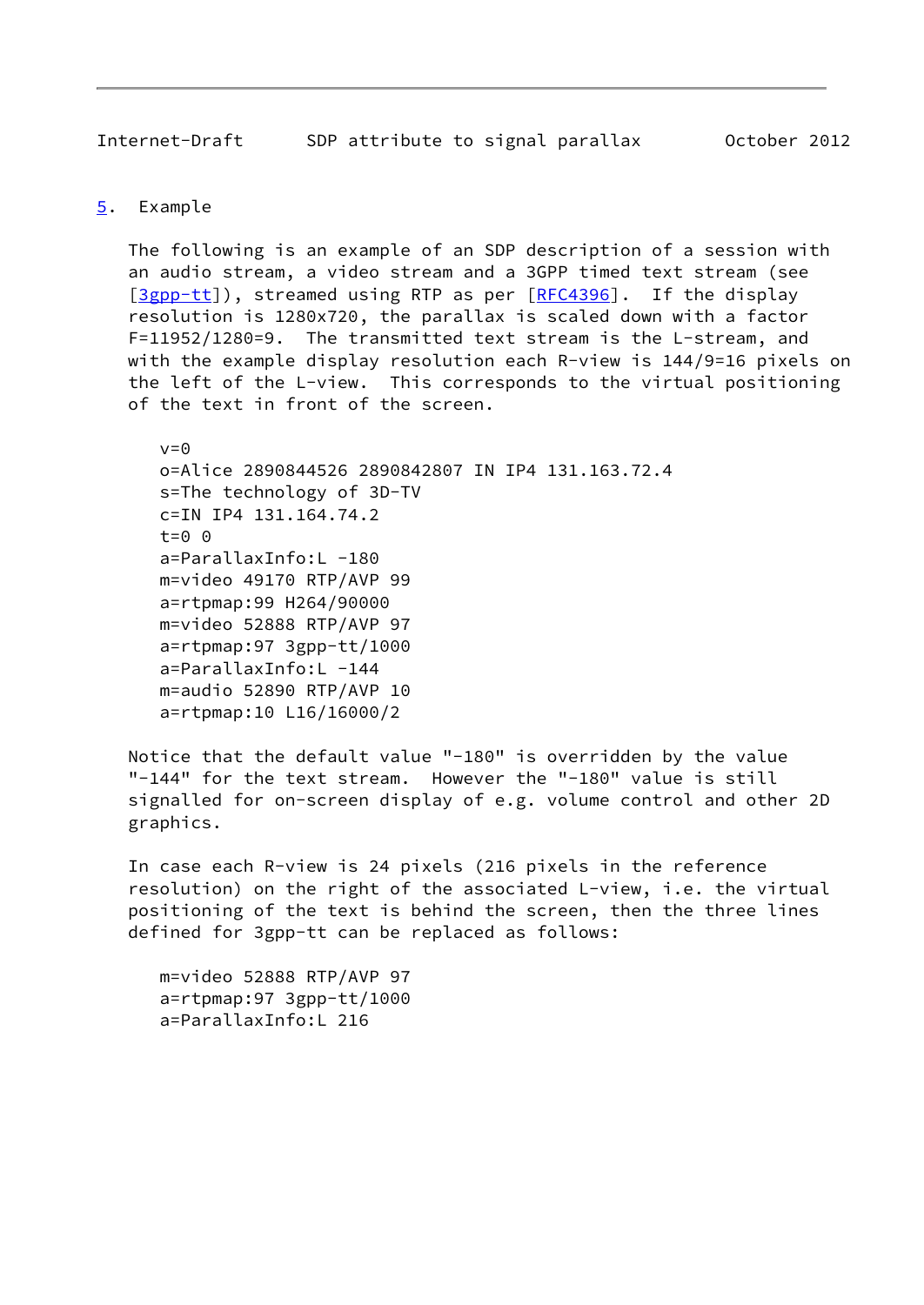## 5. Example

The following is an example of an SDP description of a session with an audio stream, a video stream and a 3GPP timed text stream (see [3gpp-tt]), streamed using RTP as per [RFC4396]. If the display resolution is 1280x720, the parallax is scaled down with a factor F=11952/1280=9. The transmitted text stream is the L-stream, and with the example display resolution each R-view is 144/9=16 pixels on the left of the L-view. This corresponds to the virtual positioning of the text in front of the screen.

```
v=0
o=Alice 2890844526 2890842807 IN IP4 131.163.72.4
s=The technology of 3D-TV
c=IN IP4 131.164.74.2
t=0 0
a=ParallaxInfo:L -180
m=video 49170 RTP/AVP 99
a=rtpmap:99 H264/90000
m=video 52888 RTP/AVP 97
a=rtpmap:97 3gpp-tt/1000
a=ParallaxInfo:L -144
m=audio 52890 RTP/AVP 10
a=rtpmap:10 L16/16000/2
```

Notice that the default value "-180" is overridden by the value "-144" for the text stream. However the "-180" value is still signalled for on-screen display of e.g. volume control and other 2D graphics.

In case each R-view is 24 pixels (216 pixels in the reference resolution) on the right of the associated L-view, i.e. the virtual positioning of the text is behind the screen, then the three lines defined for 3gpp-tt can be replaced as follows:

```
m=video 52888 RTP/AVP 97
a=rtpmap:97 3gpp-tt/1000
a=ParallaxInfo:L 216
```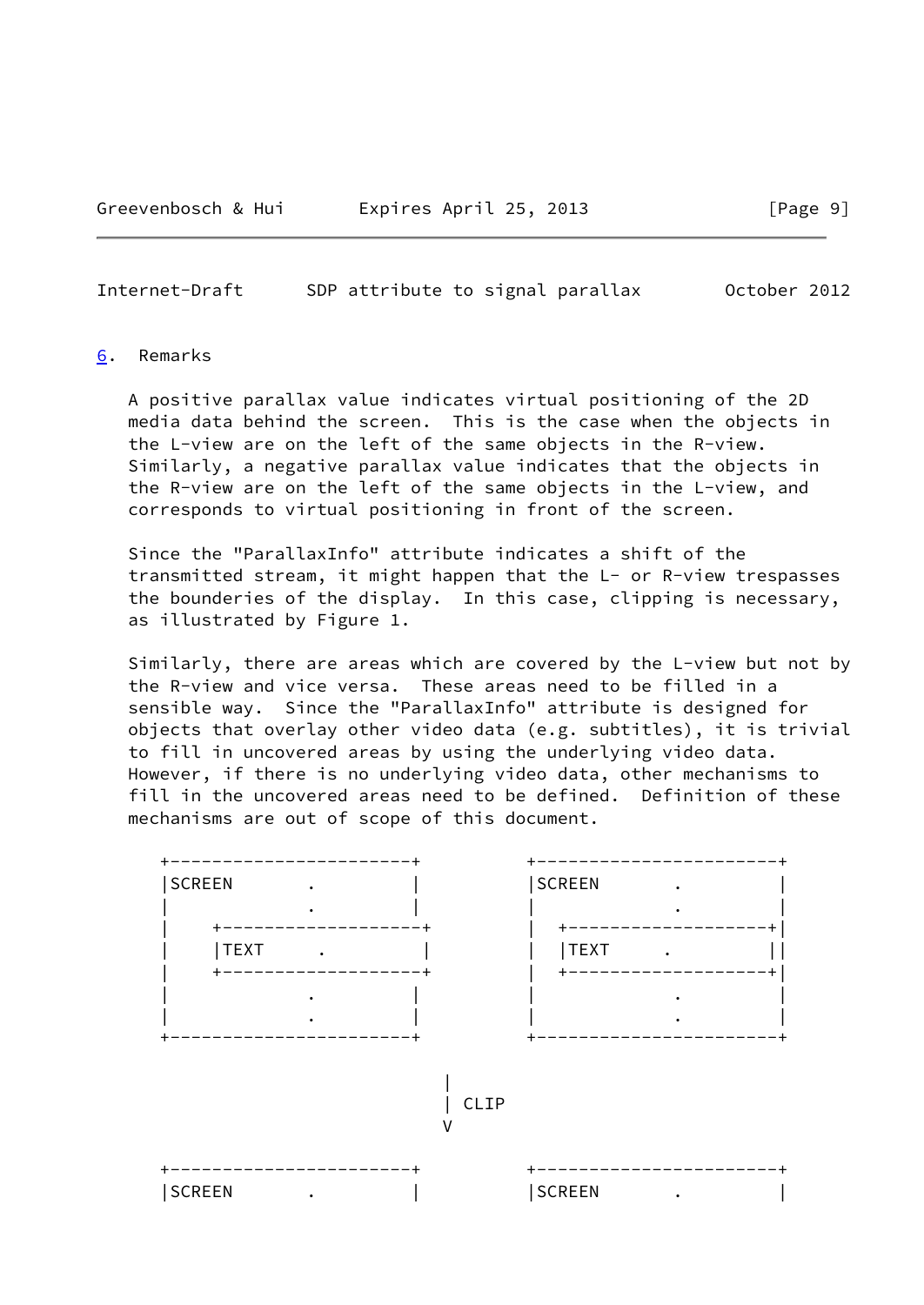## 6. Remarks

A positive parallax value indicates virtual positioning of the 2D media data behind the screen. This is the case when the objects in the L-view are on the left of the same objects in the R-view. Similarly, a negative parallax value indicates that the objects in the R-view are on the left of the same objects in the L-view, and corresponds to virtual positioning in front of the screen.

Since the "ParallaxInfo" attribute indicates a shift of the transmitted stream, it might happen that the L- or R-view trespasses the bounderies of the display. In this case, clipping is necessary, as illustrated by Figure 1.

Similarly, there are areas which are covered by the L-view but not by the R-view and vice versa. These areas need to be filled in a sensible way. Since the "ParallaxInfo" attribute is designed for objects that overlay other video data (e.g. subtitles), it is trivial to fill in uncovered areas by using the underlying video data. However, if there is no underlying video data, other mechanisms to fill in the uncovered areas need to be defined. Definition of these mechanisms are out of scope of this document.

```
 +-----------------------+        +-----------------------+
 |SCREEN       .         |        |SCREEN       .         |
 |             .         |        |             .         |
 |    +-------------------+       |  +--------------------+|
 |    |TEXT     .         |       |  |TEXT     .         ||
 |    +-------------------+       |  +--------------------+|
 |             .         |        |             .         |
 |             .         |        |             .         |
 +-----------------------+        +-----------------------+

                           |
                           | CLIP
                           V

 +-----------------------+        +-----------------------+
 |SCREEN       .         |        |SCREEN       .         |
```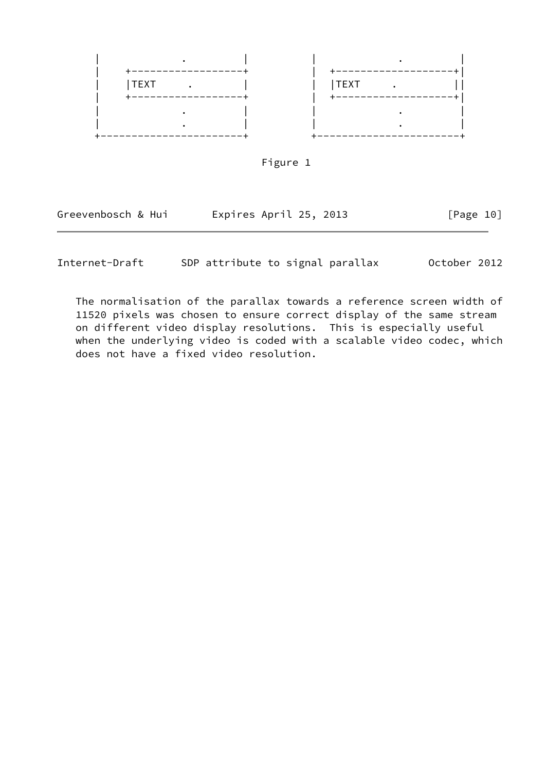```
   |           .         |          |           .          |
   |    +-------------------+       |  +--------------------+|
   |    |TEXT     .         |       |  |TEXT     .          ||
   |    +-------------------+       |  +--------------------+|
   |           .         |          |           .          |
   |           .         |          |           .          |
   +------------------------+       +------------------------+
```

Figure 1

The normalisation of the parallax towards a reference screen width of 11520 pixels was chosen to ensure correct display of the same stream on different video display resolutions. This is especially useful when the underlying video is coded with a scalable video codec, which does not have a fixed video resolution.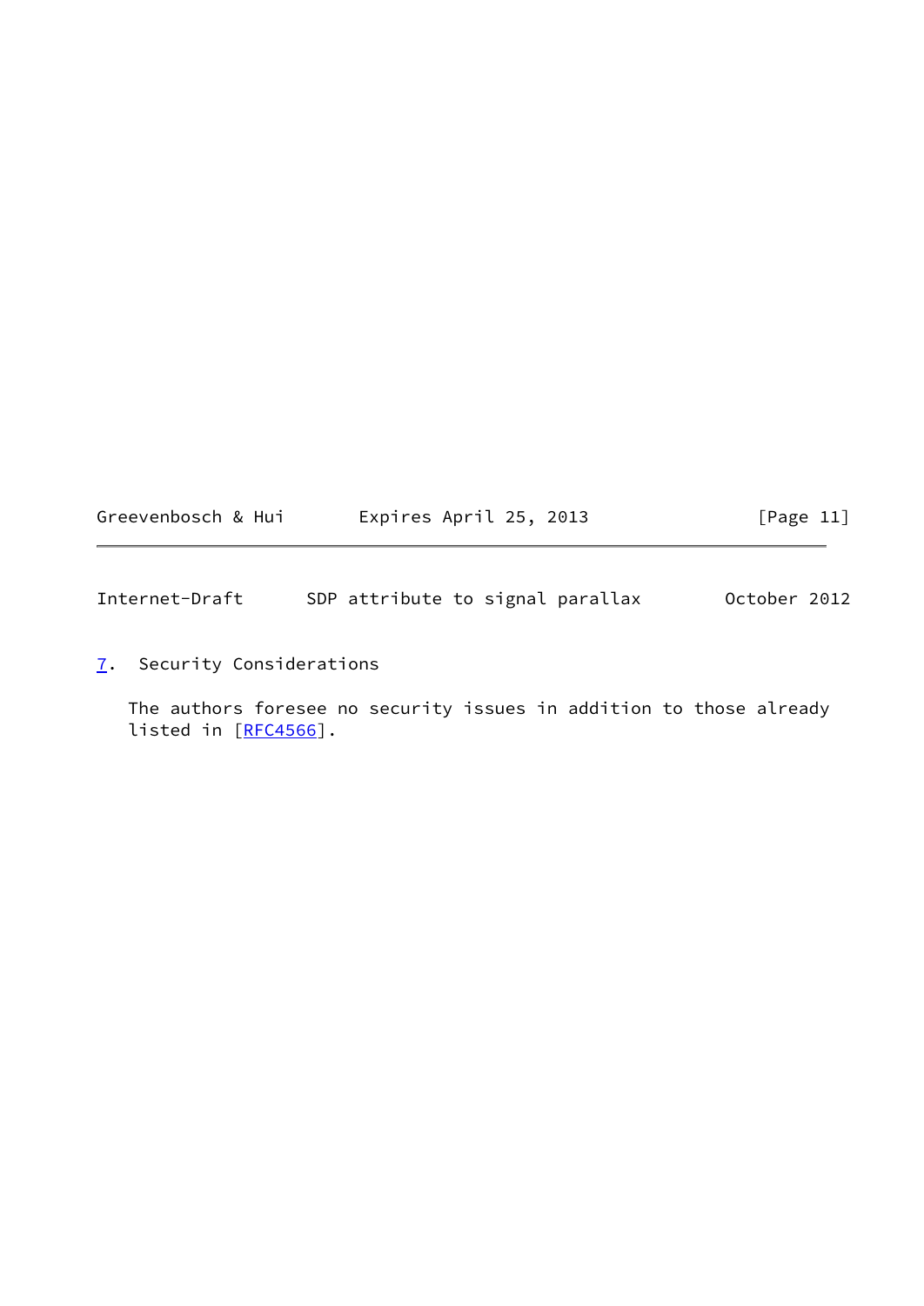## 7. Security Considerations

The authors foresee no security issues in addition to those already listed in [RFC4566].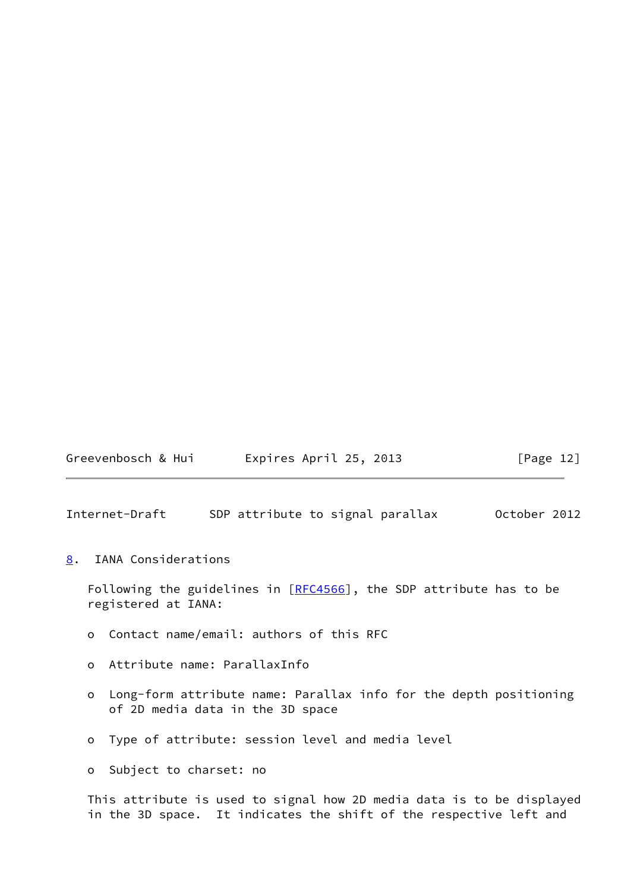## 8. IANA Considerations

Following the guidelines in [RFC4566], the SDP attribute has to be registered at IANA:

- Contact name/email: authors of this RFC
- Attribute name: ParallaxInfo
- Long-form attribute name: Parallax info for the depth positioning of 2D media data in the 3D space
- Type of attribute: session level and media level
- Subject to charset: no

This attribute is used to signal how 2D media data is to be displayed in the 3D space. It indicates the shift of the respective left and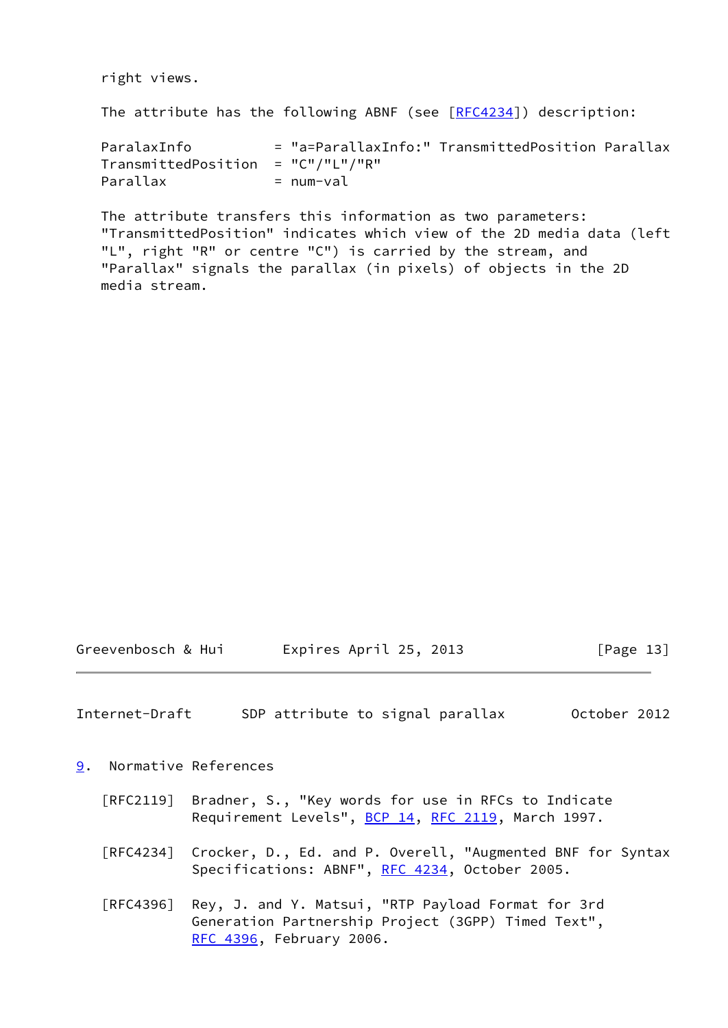right views.

The attribute has the following ABNF (see [RFC4234]) description:

```
ParalaxInfo          = "a=ParallaxInfo:" TransmittedPosition Parallax
TransmittedPosition  = "C"/"L"/"R"
Parallax             = num-val
```

The attribute transfers this information as two parameters: "TransmittedPosition" indicates which view of the 2D media data (left "L", right "R" or centre "C") is carried by the stream, and "Parallax" signals the parallax (in pixels) of objects in the 2D media stream.

## 9. Normative References

[RFC2119] Bradner, S., "Key words for use in RFCs to Indicate Requirement Levels", BCP 14, RFC 2119, March 1997.

[RFC4234] Crocker, D., Ed. and P. Overell, "Augmented BNF for Syntax Specifications: ABNF", RFC 4234, October 2005.

[RFC4396] Rey, J. and Y. Matsui, "RTP Payload Format for 3rd Generation Partnership Project (3GPP) Timed Text", RFC 4396, February 2006.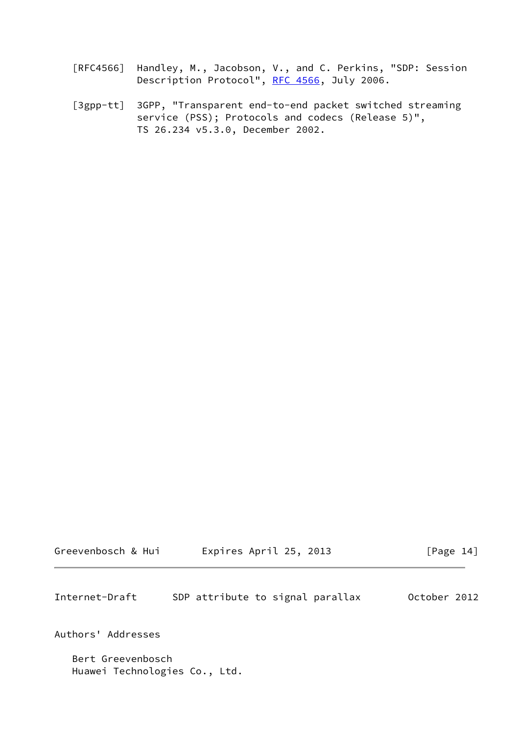[RFC4566] Handley, M., Jacobson, V., and C. Perkins, "SDP: Session Description Protocol", RFC 4566, July 2006.

[3gpp-tt] 3GPP, "Transparent end-to-end packet switched streaming service (PSS); Protocols and codecs (Release 5)", TS 26.234 v5.3.0, December 2002.

## Authors' Addresses

Bert Greevenbosch
Huawei Technologies Co., Ltd.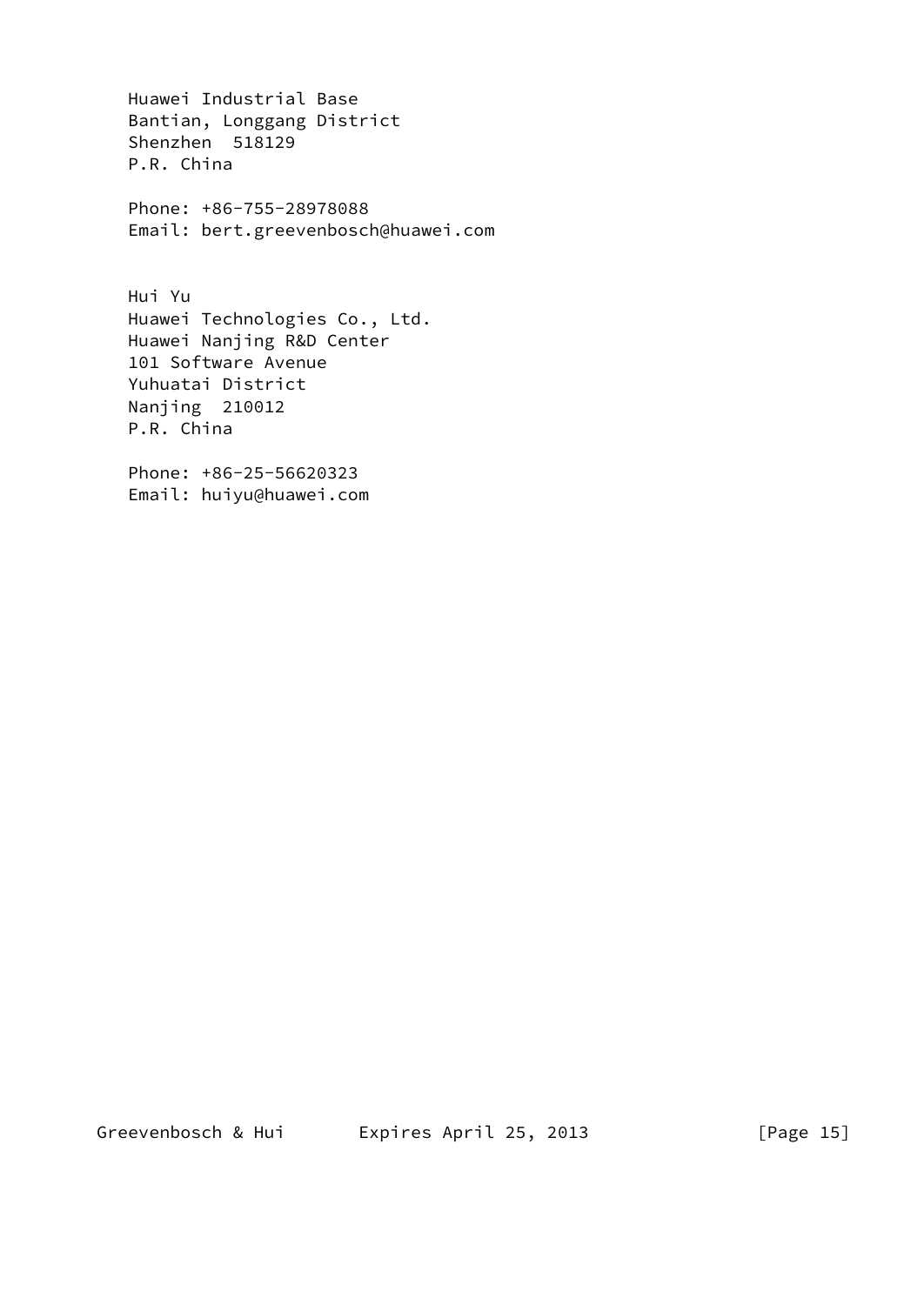Huawei Industrial Base
Bantian, Longgang District
Shenzhen  518129
P.R. China

Phone: +86-755-28978088
Email: bert.greevenbosch@huawei.com

Hui Yu
Huawei Technologies Co., Ltd.
Huawei Nanjing R&D Center
101 Software Avenue
Yuhuatai District
Nanjing  210012
P.R. China

Phone: +86-25-56620323
Email: huiyu@huawei.com